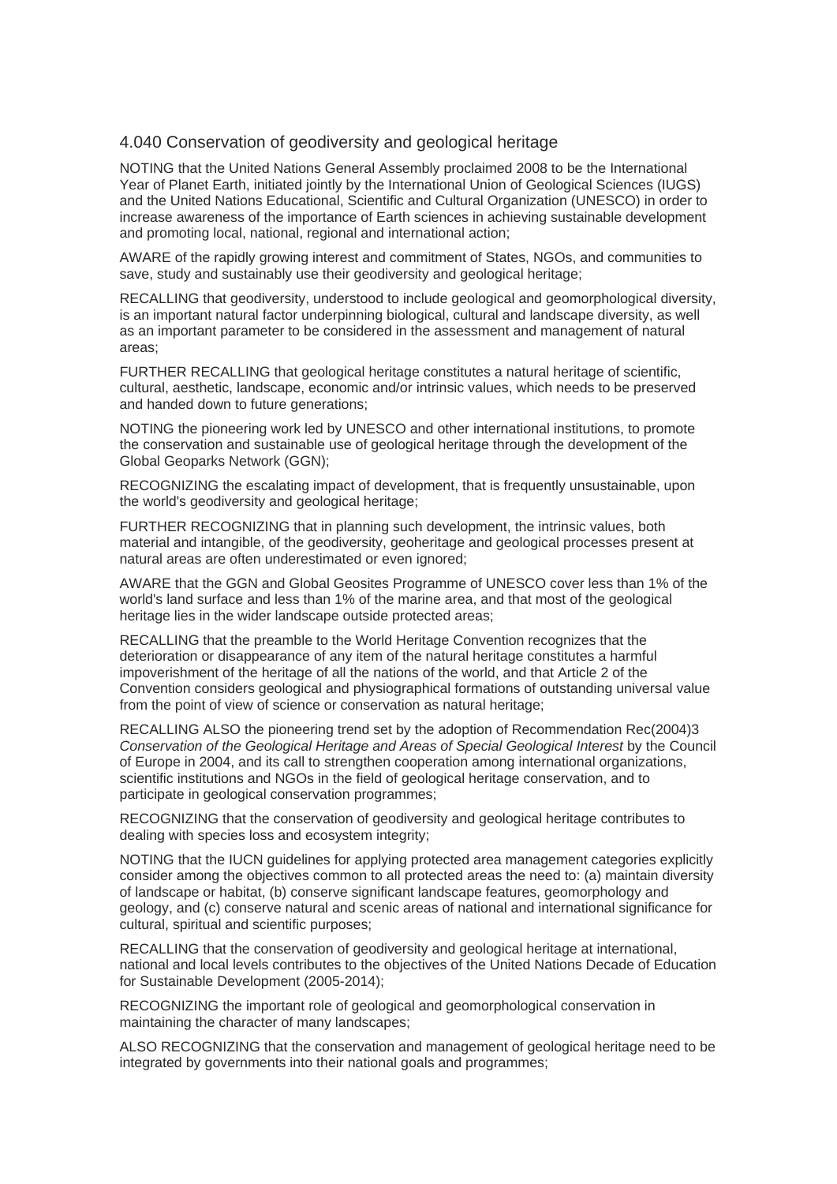## 4.040 Conservation of geodiversity and geological heritage

NOTING that the United Nations General Assembly proclaimed 2008 to be the International Year of Planet Earth, initiated jointly by the International Union of Geological Sciences (IUGS) and the United Nations Educational, Scientific and Cultural Organization (UNESCO) in order to increase awareness of the importance of Earth sciences in achieving sustainable development and promoting local, national, regional and international action;

AWARE of the rapidly growing interest and commitment of States, NGOs, and communities to save, study and sustainably use their geodiversity and geological heritage;

RECALLING that geodiversity, understood to include geological and geomorphological diversity, is an important natural factor underpinning biological, cultural and landscape diversity, as well as an important parameter to be considered in the assessment and management of natural areas;

FURTHER RECALLING that geological heritage constitutes a natural heritage of scientific, cultural, aesthetic, landscape, economic and/or intrinsic values, which needs to be preserved and handed down to future generations;

NOTING the pioneering work led by UNESCO and other international institutions, to promote the conservation and sustainable use of geological heritage through the development of the Global Geoparks Network (GGN);

RECOGNIZING the escalating impact of development, that is frequently unsustainable, upon the world's geodiversity and geological heritage;

FURTHER RECOGNIZING that in planning such development, the intrinsic values, both material and intangible, of the geodiversity, geoheritage and geological processes present at natural areas are often underestimated or even ignored;

AWARE that the GGN and Global Geosites Programme of UNESCO cover less than 1% of the world's land surface and less than 1% of the marine area, and that most of the geological heritage lies in the wider landscape outside protected areas;

RECALLING that the preamble to the World Heritage Convention recognizes that the deterioration or disappearance of any item of the natural heritage constitutes a harmful impoverishment of the heritage of all the nations of the world, and that Article 2 of the Convention considers geological and physiographical formations of outstanding universal value from the point of view of science or conservation as natural heritage;

RECALLING ALSO the pioneering trend set by the adoption of Recommendation Rec(2004)3 *Conservation of the Geological Heritage and Areas of Special Geological Interest* by the Council of Europe in 2004, and its call to strengthen cooperation among international organizations, scientific institutions and NGOs in the field of geological heritage conservation, and to participate in geological conservation programmes;

RECOGNIZING that the conservation of geodiversity and geological heritage contributes to dealing with species loss and ecosystem integrity;

NOTING that the IUCN guidelines for applying protected area management categories explicitly consider among the objectives common to all protected areas the need to: (a) maintain diversity of landscape or habitat, (b) conserve significant landscape features, geomorphology and geology, and (c) conserve natural and scenic areas of national and international significance for cultural, spiritual and scientific purposes;

RECALLING that the conservation of geodiversity and geological heritage at international, national and local levels contributes to the objectives of the United Nations Decade of Education for Sustainable Development (2005-2014);

RECOGNIZING the important role of geological and geomorphological conservation in maintaining the character of many landscapes;

ALSO RECOGNIZING that the conservation and management of geological heritage need to be integrated by governments into their national goals and programmes;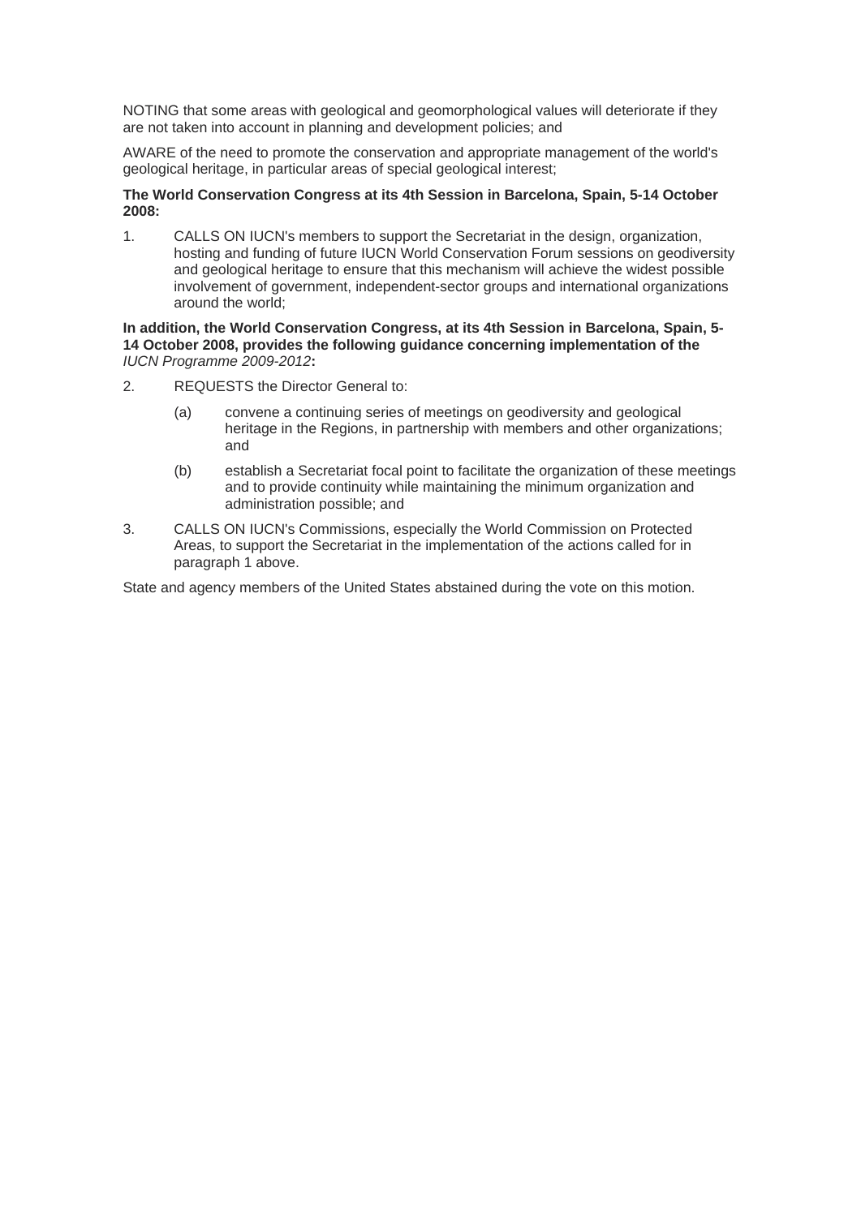NOTING that some areas with geological and geomorphological values will deteriorate if they are not taken into account in planning and development policies; and

AWARE of the need to promote the conservation and appropriate management of the world's geological heritage, in particular areas of special geological interest;

**The World Conservation Congress at its 4th Session in Barcelona, Spain, 5-14 October 2008:**

1. CALLS ON IUCN's members to support the Secretariat in the design, organization, hosting and funding of future IUCN World Conservation Forum sessions on geodiversity and geological heritage to ensure that this mechanism will achieve the widest possible involvement of government, independent-sector groups and international organizations around the world;

**In addition, the World Conservation Congress, at its 4th Session in Barcelona, Spain, 5-14 October 2008, provides the following guidance concerning implementation of the** *IUCN Programme 2009-2012***:**

2. REQUESTS the Director General to:

   (a) convene a continuing series of meetings on geodiversity and geological heritage in the Regions, in partnership with members and other organizations; and

   (b) establish a Secretariat focal point to facilitate the organization of these meetings and to provide continuity while maintaining the minimum organization and administration possible; and

3. CALLS ON IUCN's Commissions, especially the World Commission on Protected Areas, to support the Secretariat in the implementation of the actions called for in paragraph 1 above.

State and agency members of the United States abstained during the vote on this motion.